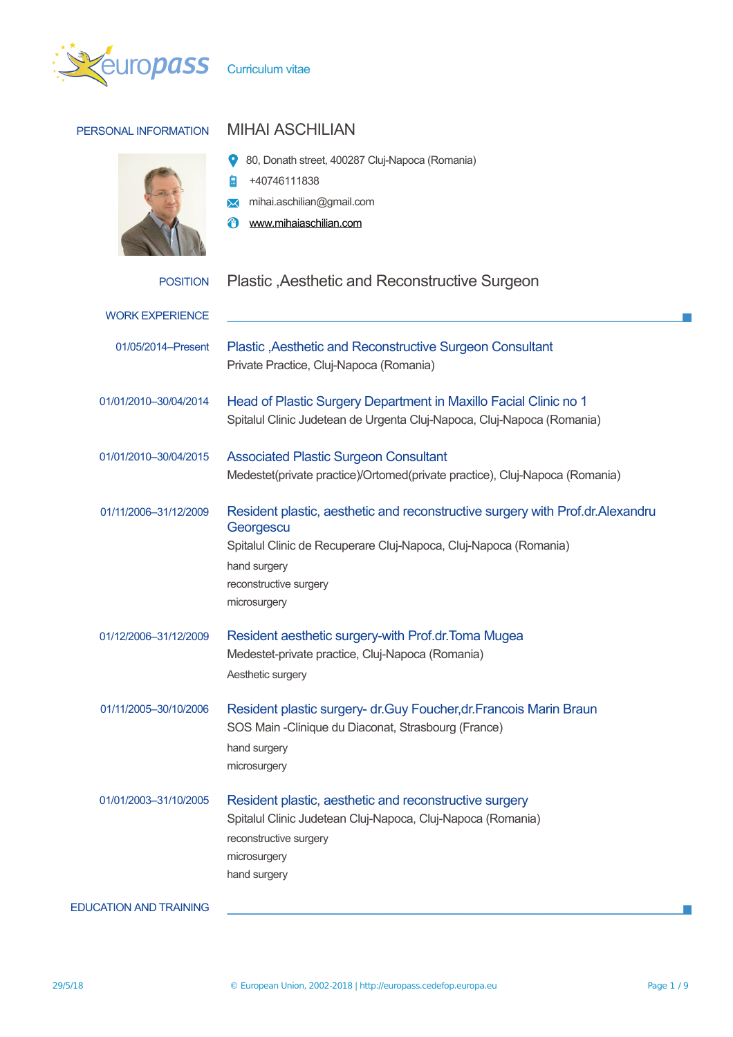Curriculum vitae

## PERSONAL INFORMATION

# MIHAI ASCHILIAN

80, Donath street, 400287 Cluj-Napoca (Romania)

+40746111838

mihai.aschilian@gmail.com

www.mihaiaschilian.com

**POSITION** Plastic ,Aesthetic and Reconstructive Surgeon

## WORK EXPERIENCE

01/05/2014–Present

### Plastic ,Aesthetic and Reconstructive Surgeon Consultant

Private Practice, Cluj-Napoca (Romania)

01/01/2010–30/04/2014

### Head of Plastic Surgery Department in Maxillo Facial Clinic no 1

Spitalul Clinic Judetean de Urgenta Cluj-Napoca, Cluj-Napoca (Romania)

01/01/2010–30/04/2015

### Associated Plastic Surgeon Consultant

Medestet(private practice)/Ortomed(private practice), Cluj-Napoca (Romania)

01/11/2006–31/12/2009

### Resident plastic, aesthetic and reconstructive surgery with Prof.dr.Alexandru Georgescu

Spitalul Clinic de Recuperare Cluj-Napoca, Cluj-Napoca (Romania)

hand surgery

reconstructive surgery

microsurgery

01/12/2006–31/12/2009

### Resident aesthetic surgery-with Prof.dr.Toma Mugea

Medestet-private practice, Cluj-Napoca (Romania)

Aesthetic surgery

01/11/2005–30/10/2006

### Resident plastic surgery- dr.Guy Foucher,dr.Francois Marin Braun

SOS Main -Clinique du Diaconat, Strasbourg (France)

hand surgery

microsurgery

01/01/2003–31/10/2005

### Resident plastic, aesthetic and reconstructive surgery

Spitalul Clinic Judetean Cluj-Napoca, Cluj-Napoca (Romania)

reconstructive surgery

microsurgery

hand surgery

## EDUCATION AND TRAINING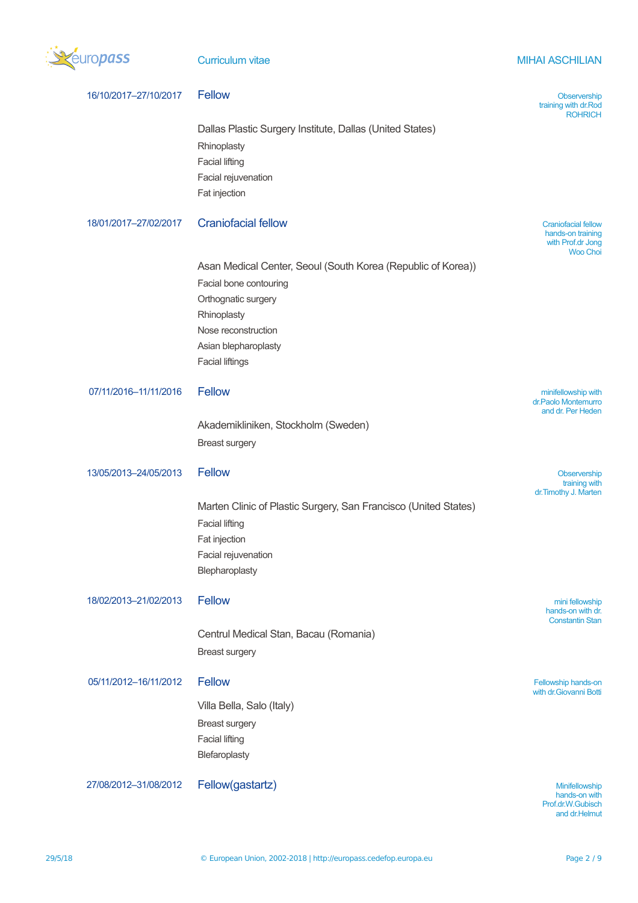16/10/2017–27/10/2017 **Fellow**

Observership training with dr.Rod ROHRICH

Dallas Plastic Surgery Institute, Dallas (United States)

Rhinoplasty

Facial lifting

Facial rejuvenation

Fat injection

18/01/2017–27/02/2017 **Craniofacial fellow**

Craniofacial fellow hands-on training with Prof.dr Jong Woo Choi

Asan Medical Center, Seoul (South Korea (Republic of Korea))

Facial bone contouring

Orthognatic surgery

Rhinoplasty

Nose reconstruction

Asian blepharoplasty

Facial liftings

07/11/2016–11/11/2016 **Fellow**

minifellowship with dr.Paolo Montemurro and dr. Per Heden

Akademikliniken, Stockholm (Sweden)

Breast surgery

13/05/2013–24/05/2013 **Fellow**

Observership training with dr.Timothy J. Marten

Marten Clinic of Plastic Surgery, San Francisco (United States)

Facial lifting

Fat injection

Facial rejuvenation

Blepharoplasty

18/02/2013–21/02/2013 **Fellow**

mini fellowship hands-on with dr. Constantin Stan

Centrul Medical Stan, Bacau (Romania)

Breast surgery

05/11/2012–16/11/2012 **Fellow**

Fellowship hands-on with dr.Giovanni Botti

Villa Bella, Salo (Italy)

Breast surgery

Facial lifting

Blefaroplasty

27/08/2012–31/08/2012 **Fellow(gastartz)**

Minifellowship hands-on with Prof.dr.W.Gubisch and dr.Helmut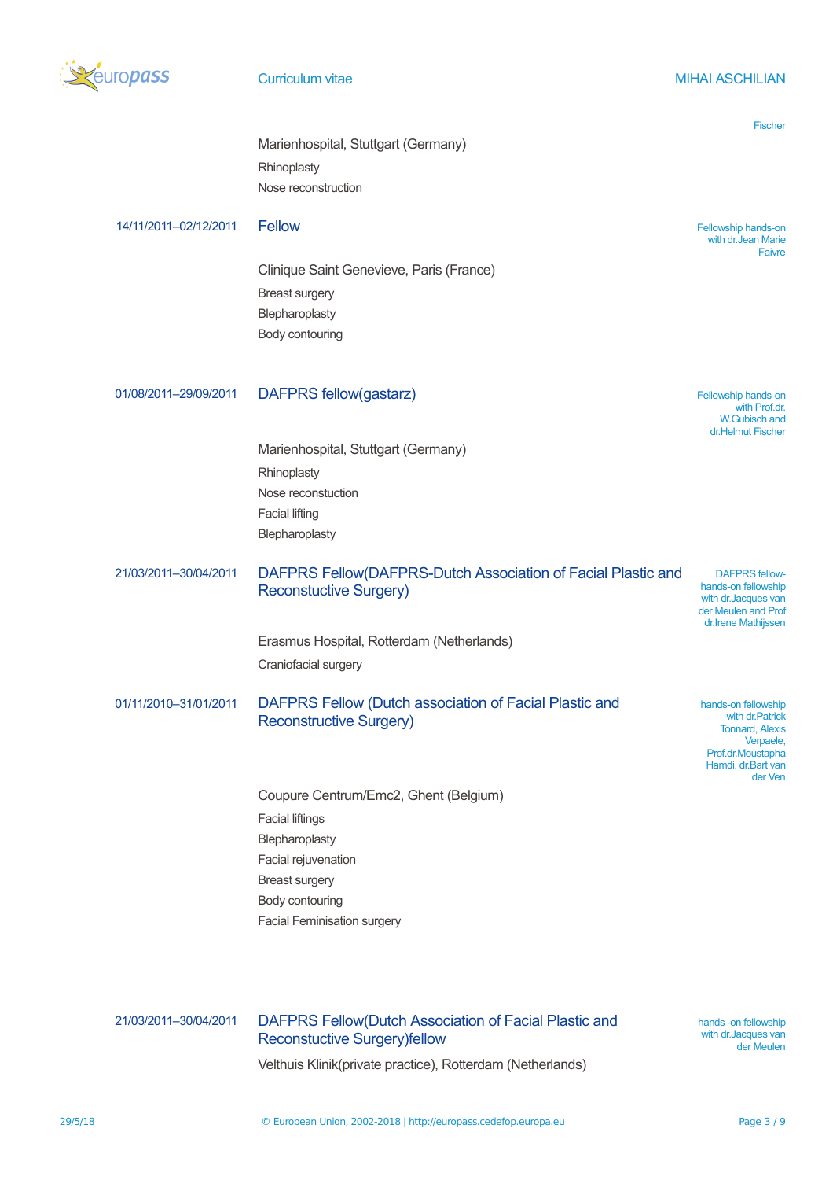Fischer

Marienhospital, Stuttgart (Germany)

Rhinoplasty

Nose reconstruction

**14/11/2011–02/12/2011** **Fellow**

Fellowship hands-on with dr.Jean Marie Faivre

Clinique Saint Genevieve, Paris (France)

Breast surgery

Blepharoplasty

Body contouring

**01/08/2011–29/09/2011** **DAFPRS fellow(gastarz)**

Fellowship hands-on with Prof.dr. W.Gubisch and dr.Helmut Fischer

Marienhospital, Stuttgart (Germany)

Rhinoplasty

Nose reconstuction

Facial lifting

Blepharoplasty

**21/03/2011–30/04/2011** **DAFPRS Fellow(DAFPRS-Dutch Association of Facial Plastic and Reconstuctive Surgery)**

DAFPRS fellow-hands-on fellowship with dr.Jacques van der Meulen and Prof dr.Irene Mathijssen

Erasmus Hospital, Rotterdam (Netherlands)

Craniofacial surgery

**01/11/2010–31/01/2011** **DAFPRS Fellow (Dutch association of Facial Plastic and Reconstructive Surgery)**

hands-on fellowship with dr.Patrick Tonnard, Alexis Verpaele, Prof.dr.Moustapha Hamdi, dr.Bart van der Ven

Coupure Centrum/Emc2, Ghent (Belgium)

Facial liftings

Blepharoplasty

Facial rejuvenation

Breast surgery

Body contouring

Facial Feminisation surgery

**21/03/2011–30/04/2011** **DAFPRS Fellow(Dutch Association of Facial Plastic and Reconstructive Surgery)fellow**

hands -on fellowship with dr.Jacques van der Meulen

Velthuis Klinik(private practice), Rotterdam (Netherlands)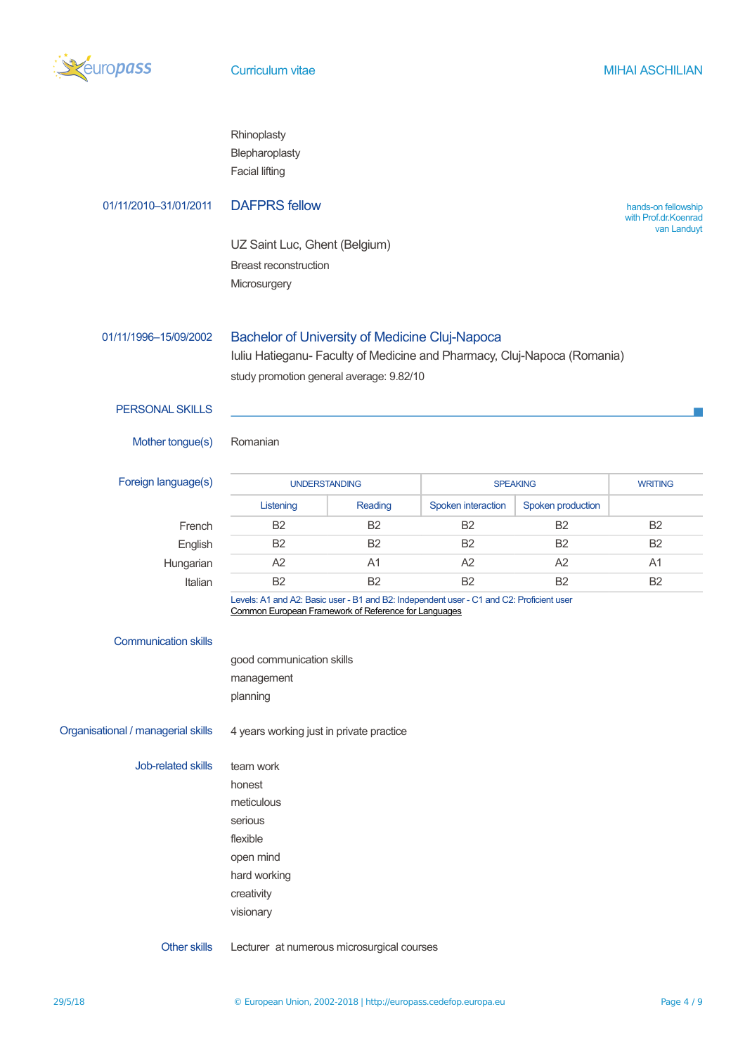Rhinoplasty

Blepharoplasty

Facial lifting

01/11/2010–31/01/2011 **DAFPRS fellow**

hands-on fellowship with Prof.dr.Koenrad van Landuyt

UZ Saint Luc, Ghent (Belgium)

Breast reconstruction

Microsurgery

01/11/1996–15/09/2002 **Bachelor of University of Medicine Cluj-Napoca**

Iuliu Hatieganu- Faculty of Medicine and Pharmacy, Cluj-Napoca (Romania)

study promotion general average: 9.82/10

## PERSONAL SKILLS

**Mother tongue(s)** Romanian

**Foreign language(s)**

| | UNDERSTANDING | | SPEAKING | | WRITING |
|---|---|---|---|---|---|
| | Listening | Reading | Spoken interaction | Spoken production | |
| French | B2 | B2 | B2 | B2 | B2 |
| English | B2 | B2 | B2 | B2 | B2 |
| Hungarian | A2 | A1 | A2 | A2 | A1 |
| Italian | B2 | B2 | B2 | B2 | B2 |

Levels: A1 and A2: Basic user - B1 and B2: Independent user - C1 and C2: Proficient user

Common European Framework of Reference for Languages

**Communication skills**

good communication skills

management

planning

**Organisational / managerial skills** 4 years working just in private practice

**Job-related skills**

team work

honest

meticulous

serious

flexible

open mind

hard working

creativity

visionary

**Other skills** Lecturer at numerous microsurgical courses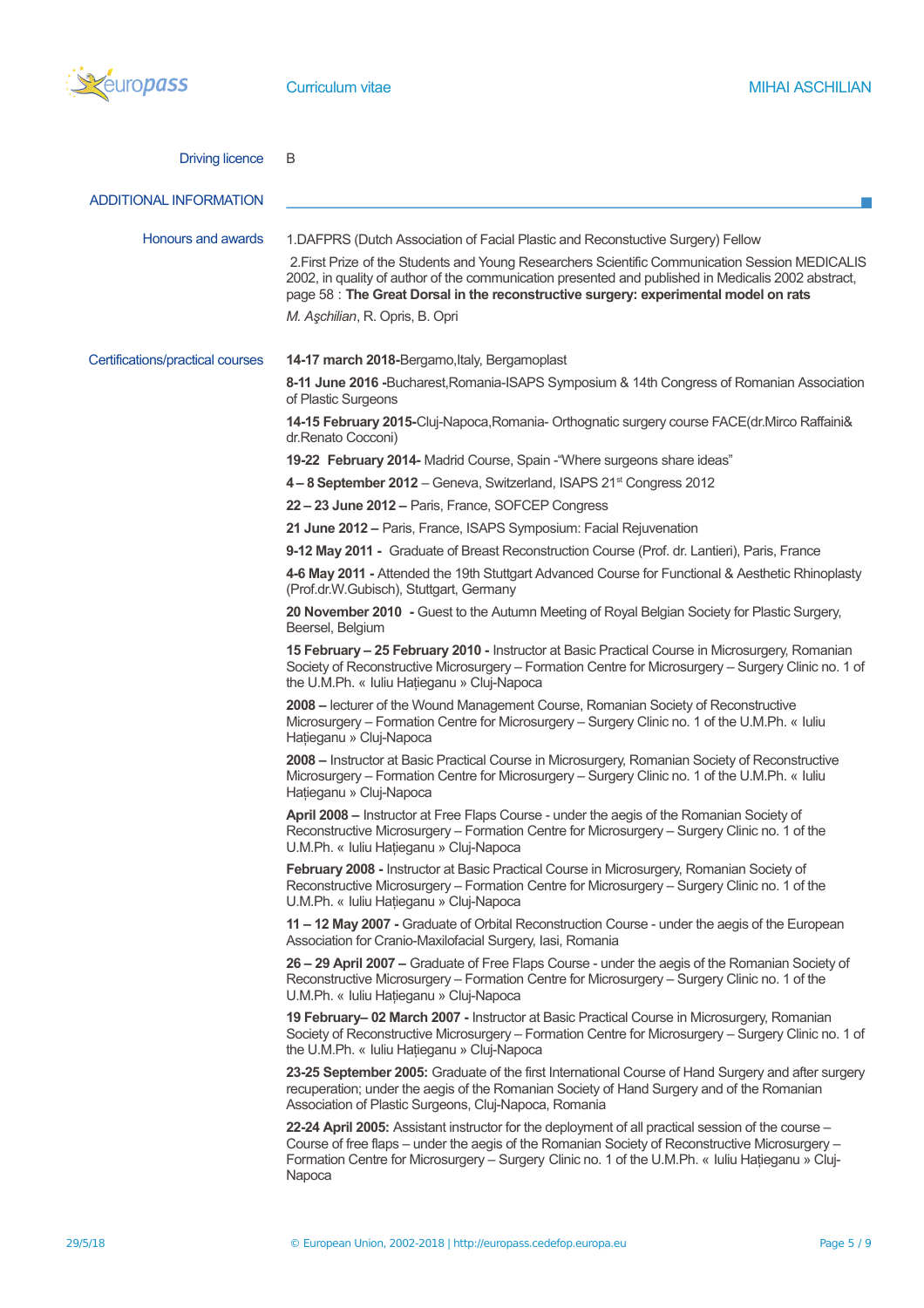**Driving licence** B

## ADDITIONAL INFORMATION

**Honours and awards**

1.DAFPRS (Dutch Association of Facial Plastic and Reconstuctive Surgery) Fellow

2.First Prize of the Students and Young Researchers Scientific Communication Session MEDICALIS 2002, in quality of author of the communication presented and published in Medicalis 2002 abstract, page 58 : **The Great Dorsal in the reconstructive surgery: experimental model on rats**

*M. Aşchilian*, R. Opris, B. Opri

**Certifications/practical courses**

**14-17 march 2018-**Bergamo,Italy, Bergamoplast

**8-11 June 2016 -**Bucharest,Romania-ISAPS Symposium & 14th Congress of Romanian Association of Plastic Surgeons

**14-15 February 2015-**Cluj-Napoca,Romania- Orthognatic surgery course FACE(dr.Mirco Raffaini& dr.Renato Cocconi)

**19-22 February 2014-** Madrid Course, Spain -"Where surgeons share ideas"

**4 – 8 September 2012** – Geneva, Switzerland, ISAPS 21st Congress 2012

**22 – 23 June 2012 –** Paris, France, SOFCEP Congress

**21 June 2012 –** Paris, France, ISAPS Symposium: Facial Rejuvenation

**9-12 May 2011 -** Graduate of Breast Reconstruction Course (Prof. dr. Lantieri), Paris, France

**4-6 May 2011 -** Attended the 19th Stuttgart Advanced Course for Functional & Aesthetic Rhinoplasty (Prof.dr.W.Gubisch), Stuttgart, Germany

**20 November 2010 -** Guest to the Autumn Meeting of Royal Belgian Society for Plastic Surgery, Beersel, Belgium

**15 February – 25 February 2010 -** Instructor at Basic Practical Course in Microsurgery, Romanian Society of Reconstructive Microsurgery – Formation Centre for Microsurgery – Surgery Clinic no. 1 of the U.M.Ph. « Iuliu Haţieganu » Cluj-Napoca

**2008 –** lecturer of the Wound Management Course, Romanian Society of Reconstructive Microsurgery – Formation Centre for Microsurgery – Surgery Clinic no. 1 of the U.M.Ph. « Iuliu Haţieganu » Cluj-Napoca

**2008 –** Instructor at Basic Practical Course in Microsurgery, Romanian Society of Reconstructive Microsurgery – Formation Centre for Microsurgery – Surgery Clinic no. 1 of the U.M.Ph. « Iuliu Haţieganu » Cluj-Napoca

**April 2008 –** Instructor at Free Flaps Course - under the aegis of the Romanian Society of Reconstructive Microsurgery – Formation Centre for Microsurgery – Surgery Clinic no. 1 of the U.M.Ph. « Iuliu Haţieganu » Cluj-Napoca

**February 2008 -** Instructor at Basic Practical Course in Microsurgery, Romanian Society of Reconstructive Microsurgery – Formation Centre for Microsurgery – Surgery Clinic no. 1 of the U.M.Ph. « Iuliu Haţieganu » Cluj-Napoca

**11 – 12 May 2007 -** Graduate of Orbital Reconstruction Course - under the aegis of the European Association for Cranio-Maxilofacial Surgery, Iasi, Romania

**26 – 29 April 2007 –** Graduate of Free Flaps Course - under the aegis of the Romanian Society of Reconstructive Microsurgery – Formation Centre for Microsurgery – Surgery Clinic no. 1 of the U.M.Ph. « Iuliu Haţieganu » Cluj-Napoca

**19 February– 02 March 2007 -** Instructor at Basic Practical Course in Microsurgery, Romanian Society of Reconstructive Microsurgery – Formation Centre for Microsurgery – Surgery Clinic no. 1 of the U.M.Ph. « Iuliu Haţieganu » Cluj-Napoca

**23-25 September 2005:** Graduate of the first International Course of Hand Surgery and after surgery recuperation; under the aegis of the Romanian Society of Hand Surgery and of the Romanian Association of Plastic Surgeons, Cluj-Napoca, Romania

**22-24 April 2005:** Assistant instructor for the deployment of all practical session of the course – Course of free flaps – under the aegis of the Romanian Society of Reconstructive Microsurgery – Formation Centre for Microsurgery – Surgery Clinic no. 1 of the U.M.Ph. « Iuliu Haţieganu » Cluj-Napoca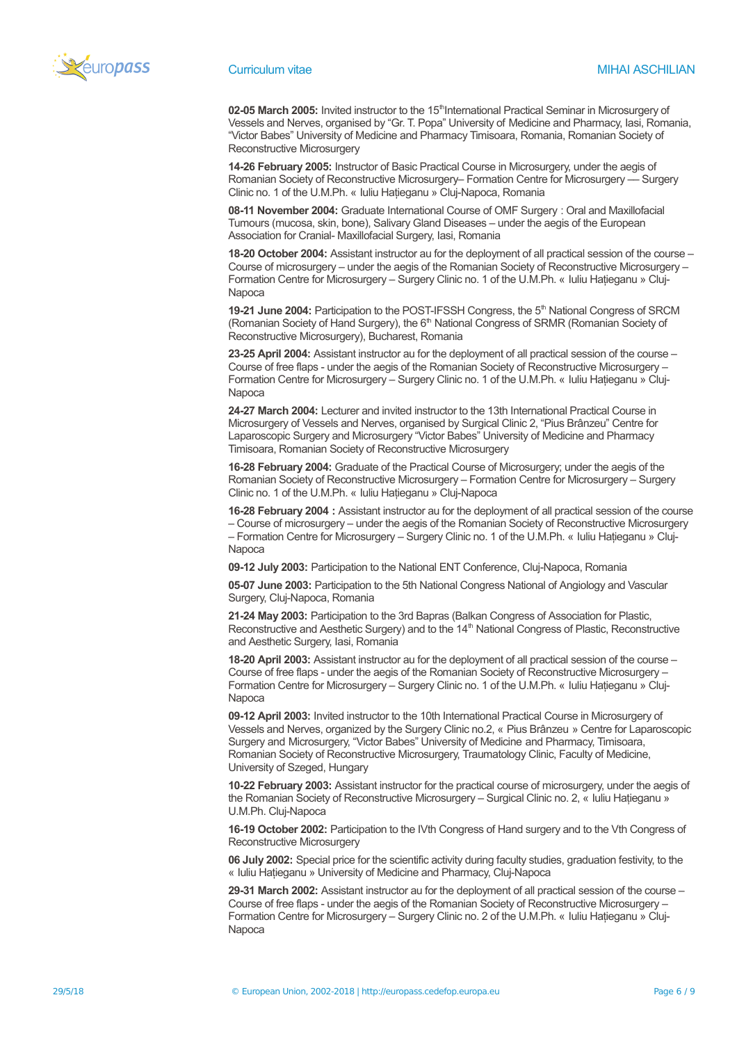**02-05 March 2005:** Invited instructor to the 15th International Practical Seminar in Microsurgery of Vessels and Nerves, organised by "Gr. T. Popa" University of Medicine and Pharmacy, Iasi, Romania, "Victor Babes" University of Medicine and Pharmacy Timisoara, Romania, Romanian Society of Reconstructive Microsurgery

**14-26 February 2005:** Instructor of Basic Practical Course in Microsurgery, under the aegis of Romanian Society of Reconstructive Microsurgery– Formation Centre for Microsurgery — Surgery Clinic no. 1 of the U.M.Ph. « Iuliu Hațieganu » Cluj-Napoca, Romania

**08-11 November 2004:** Graduate International Course of OMF Surgery : Oral and Maxillofacial Tumours (mucosa, skin, bone), Salivary Gland Diseases – under the aegis of the European Association for Cranial- Maxillofacial Surgery, Iasi, Romania

**18-20 October 2004:** Assistant instructor au for the deployment of all practical session of the course – Course of microsurgery – under the aegis of the Romanian Society of Reconstructive Microsurgery – Formation Centre for Microsurgery – Surgery Clinic no. 1 of the U.M.Ph. « Iuliu Hațieganu » Cluj-Napoca

**19-21 June 2004:** Participation to the POST-IFSSH Congress, the 5th National Congress of SRCM (Romanian Society of Hand Surgery), the 6th National Congress of SRMR (Romanian Society of Reconstructive Microsurgery), Bucharest, Romania

**23-25 April 2004:** Assistant instructor au for the deployment of all practical session of the course – Course of free flaps - under the aegis of the Romanian Society of Reconstructive Microsurgery – Formation Centre for Microsurgery – Surgery Clinic no. 1 of the U.M.Ph. « Iuliu Hațieganu » Cluj-Napoca

**24-27 March 2004:** Lecturer and invited instructor to the 13th International Practical Course in Microsurgery of Vessels and Nerves, organised by Surgical Clinic 2, "Pius Brânzeu" Centre for Laparoscopic Surgery and Microsurgery "Victor Babes" University of Medicine and Pharmacy Timisoara, Romanian Society of Reconstructive Microsurgery

**16-28 February 2004:** Graduate of the Practical Course of Microsurgery; under the aegis of the Romanian Society of Reconstructive Microsurgery – Formation Centre for Microsurgery – Surgery Clinic no. 1 of the U.M.Ph. « Iuliu Hațieganu » Cluj-Napoca

**16-28 February 2004 :** Assistant instructor au for the deployment of all practical session of the course – Course of microsurgery – under the aegis of the Romanian Society of Reconstructive Microsurgery – Formation Centre for Microsurgery – Surgery Clinic no. 1 of the U.M.Ph. « Iuliu Hațieganu » Cluj-Napoca

**09-12 July 2003:** Participation to the National ENT Conference, Cluj-Napoca, Romania

**05-07 June 2003:** Participation to the 5th National Congress National of Angiology and Vascular Surgery, Cluj-Napoca, Romania

**21-24 May 2003:** Participation to the 3rd Bapras (Balkan Congress of Association for Plastic, Reconstructive and Aesthetic Surgery) and to the 14th National Congress of Plastic, Reconstructive and Aesthetic Surgery, Iasi, Romania

**18-20 April 2003:** Assistant instructor au for the deployment of all practical session of the course – Course of free flaps - under the aegis of the Romanian Society of Reconstructive Microsurgery – Formation Centre for Microsurgery – Surgery Clinic no. 1 of the U.M.Ph. « Iuliu Hațieganu » Cluj-Napoca

**09-12 April 2003:** Invited instructor to the 10th International Practical Course in Microsurgery of Vessels and Nerves, organized by the Surgery Clinic no.2, « Pius Brânzeu » Centre for Laparoscopic Surgery and Microsurgery, "Victor Babes" University of Medicine and Pharmacy, Timisoara, Romanian Society of Reconstructive Microsurgery, Traumatology Clinic, Faculty of Medicine, University of Szeged, Hungary

**10-22 February 2003:** Assistant instructor for the practical course of microsurgery, under the aegis of the Romanian Society of Reconstructive Microsurgery – Surgical Clinic no. 2, « Iuliu Hațieganu » U.M.Ph. Cluj-Napoca

**16-19 October 2002:** Participation to the IVth Congress of Hand surgery and to the Vth Congress of Reconstructive Microsurgery

**06 July 2002:** Special price for the scientific activity during faculty studies, graduation festivity, to the « Iuliu Hațieganu » University of Medicine and Pharmacy, Cluj-Napoca

**29-31 March 2002:** Assistant instructor au for the deployment of all practical session of the course – Course of free flaps - under the aegis of the Romanian Society of Reconstructive Microsurgery – Formation Centre for Microsurgery – Surgery Clinic no. 2 of the U.M.Ph. « Iuliu Hațieganu » Cluj-Napoca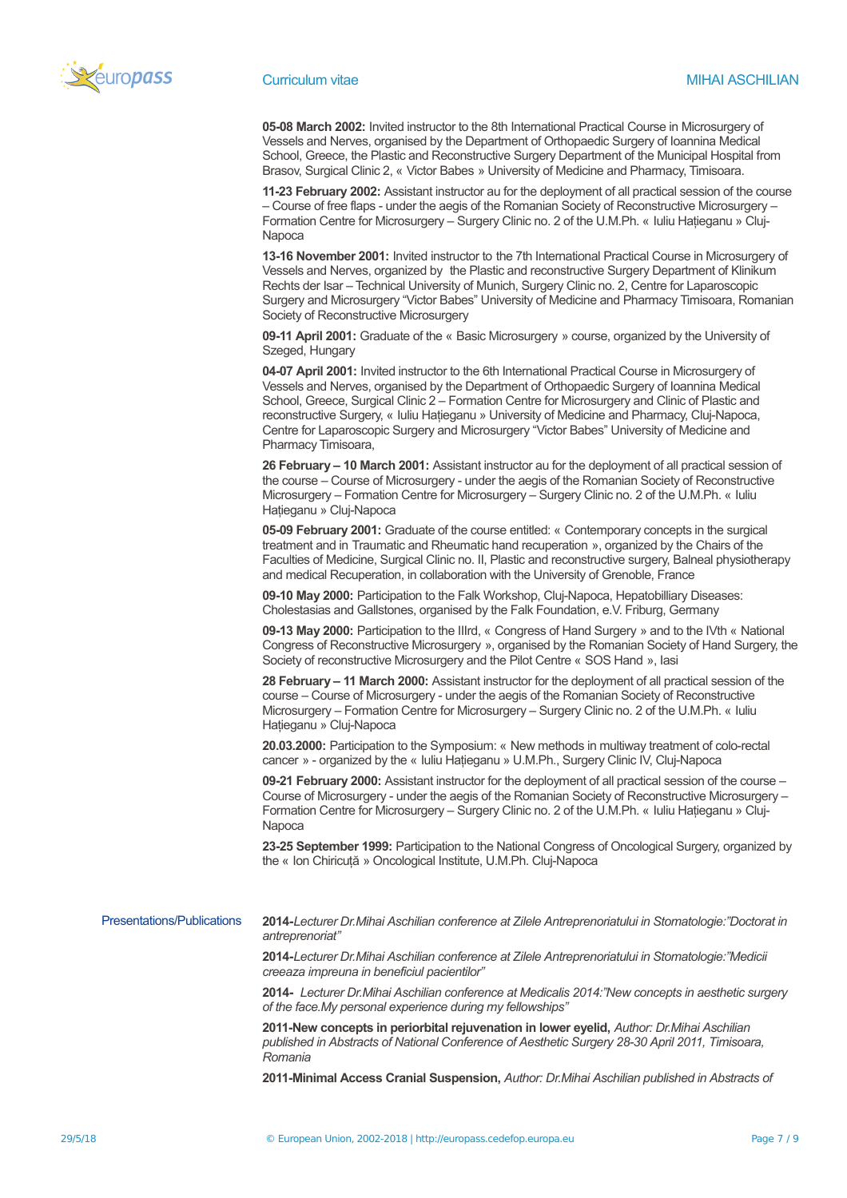**05-08 March 2002:** Invited instructor to the 8th International Practical Course in Microsurgery of Vessels and Nerves, organised by the Department of Orthopaedic Surgery of Ioannina Medical School, Greece, the Plastic and Reconstructive Surgery Department of the Municipal Hospital from Brasov, Surgical Clinic 2, « Victor Babes » University of Medicine and Pharmacy, Timisoara.

**11-23 February 2002:** Assistant instructor au for the deployment of all practical session of the course – Course of free flaps - under the aegis of the Romanian Society of Reconstructive Microsurgery – Formation Centre for Microsurgery – Surgery Clinic no. 2 of the U.M.Ph. « Iuliu Haţieganu » Cluj-Napoca

**13-16 November 2001:** Invited instructor to the 7th International Practical Course in Microsurgery of Vessels and Nerves, organized by the Plastic and reconstructive Surgery Department of Klinikum Rechts der Isar – Technical University of Munich, Surgery Clinic no. 2, Centre for Laparoscopic Surgery and Microsurgery "Victor Babes" University of Medicine and Pharmacy Timisoara, Romanian Society of Reconstructive Microsurgery

**09-11 April 2001:** Graduate of the « Basic Microsurgery » course, organized by the University of Szeged, Hungary

**04-07 April 2001:** Invited instructor to the 6th International Practical Course in Microsurgery of Vessels and Nerves, organised by the Department of Orthopaedic Surgery of Ioannina Medical School, Greece, Surgical Clinic 2 – Formation Centre for Microsurgery and Clinic of Plastic and reconstructive Surgery, « Iuliu Haţieganu » University of Medicine and Pharmacy, Cluj-Napoca, Centre for Laparoscopic Surgery and Microsurgery "Victor Babes" University of Medicine and Pharmacy Timisoara,

**26 February – 10 March 2001:** Assistant instructor au for the deployment of all practical session of the course – Course of Microsurgery - under the aegis of the Romanian Society of Reconstructive Microsurgery – Formation Centre for Microsurgery – Surgery Clinic no. 2 of the U.M.Ph. « Iuliu Haţieganu » Cluj-Napoca

**05-09 February 2001:** Graduate of the course entitled: « Contemporary concepts in the surgical treatment and in Traumatic and Rheumatic hand recuperation », organized by the Chairs of the Faculties of Medicine, Surgical Clinic no. II, Plastic and reconstructive surgery, Balneal physiotherapy and medical Recuperation, in collaboration with the University of Grenoble, France

**09-10 May 2000:** Participation to the Falk Workshop, Cluj-Napoca, Hepatobilliary Diseases: Cholestasias and Gallstones, organised by the Falk Foundation, e.V. Friburg, Germany

**09-13 May 2000:** Participation to the IIIrd, « Congress of Hand Surgery » and to the IVth « National Congress of Reconstructive Microsurgery », organised by the Romanian Society of Hand Surgery, the Society of reconstructive Microsurgery and the Pilot Centre « SOS Hand », Iasi

**28 February – 11 March 2000:** Assistant instructor for the deployment of all practical session of the course – Course of Microsurgery - under the aegis of the Romanian Society of Reconstructive Microsurgery – Formation Centre for Microsurgery – Surgery Clinic no. 2 of the U.M.Ph. « Iuliu Haţieganu » Cluj-Napoca

**20.03.2000:** Participation to the Symposium: « New methods in multiway treatment of colo-rectal cancer » - organized by the « Iuliu Haţieganu » U.M.Ph., Surgery Clinic IV, Cluj-Napoca

**09-21 February 2000:** Assistant instructor for the deployment of all practical session of the course – Course of Microsurgery - under the aegis of the Romanian Society of Reconstructive Microsurgery – Formation Centre for Microsurgery – Surgery Clinic no. 2 of the U.M.Ph. « Iuliu Haţieganu » Cluj-Napoca

**23-25 September 1999:** Participation to the National Congress of Oncological Surgery, organized by the « Ion Chiricuţă » Oncological Institute, U.M.Ph. Cluj-Napoca

## Presentations/Publications

**2014-***Lecturer Dr.Mihai Aschilian conference at Zilele Antreprenoriatului in Stomatologie:"Doctorat in antreprenoriat"*

**2014-***Lecturer Dr.Mihai Aschilian conference at Zilele Antreprenoriatului in Stomatologie:"Medicii creeaza impreuna in beneficiul pacientilor"*

**2014-** *Lecturer Dr.Mihai Aschilian conference at Medicalis 2014:"New concepts in aesthetic surgery of the face.My personal experience during my fellowships"*

**2011-New concepts in periorbital rejuvenation in lower eyelid,** *Author: Dr.Mihai Aschilian published in Abstracts of National Conference of Aesthetic Surgery 28-30 April 2011, Timisoara, Romania*

**2011-Minimal Access Cranial Suspension,** *Author: Dr.Mihai Aschilian published in Abstracts of*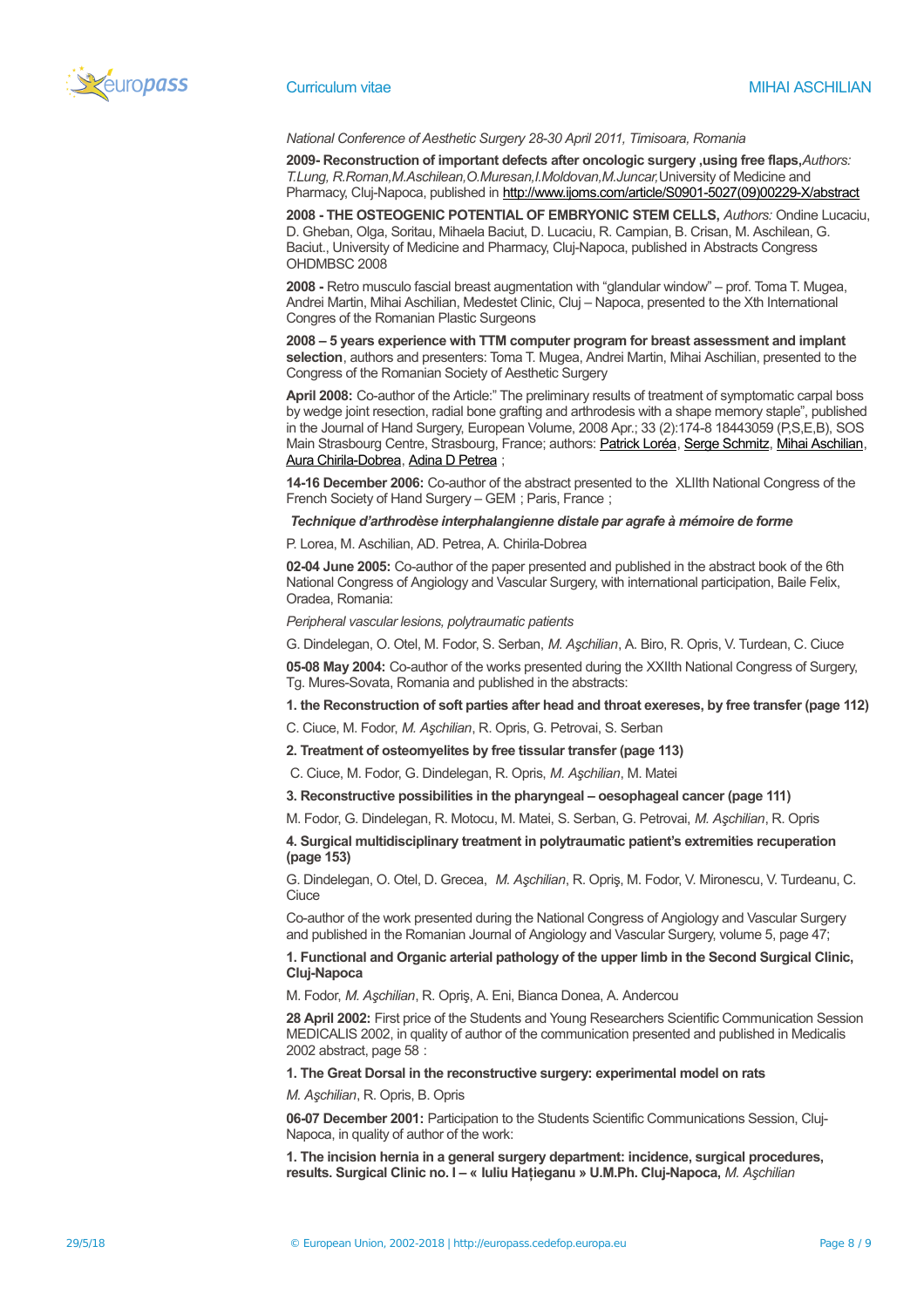*National Conference of Aesthetic Surgery 28-30 April 2011, Timisoara, Romania*

**2009- Reconstruction of important defects after oncologic surgery ,using free flaps,***Authors: T.Lung, R.Roman,M.Aschilean,O.Muresan,I.Moldovan,M.Juncar,*University of Medicine and Pharmacy, Cluj-Napoca, published in http://www.ijoms.com/article/S0901-5027(09)00229-X/abstract

**2008 - THE OSTEOGENIC POTENTIAL OF EMBRYONIC STEM CELLS,** *Authors:* Ondine Lucaciu, D. Gheban, Olga, Soritau, Mihaela Baciut, D. Lucaciu, R. Campian, B. Crisan, M. Aschilean, G. Baciut., University of Medicine and Pharmacy, Cluj-Napoca, published in Abstracts Congress OHDMBSC 2008

**2008 -** Retro musculo fascial breast augmentation with "glandular window" – prof. Toma T. Mugea, Andrei Martin, Mihai Aschilian, Medestet Clinic, Cluj – Napoca, presented to the Xth International Congres of the Romanian Plastic Surgeons

**2008 – 5 years experience with TTM computer program for breast assessment and implant selection**, authors and presenters: Toma T. Mugea, Andrei Martin, Mihai Aschilian, presented to the Congress of the Romanian Society of Aesthetic Surgery

**April 2008:** Co-author of the Article:" The preliminary results of treatment of symptomatic carpal boss by wedge joint resection, radial bone grafting and arthrodesis with a shape memory staple", published in the Journal of Hand Surgery, European Volume, 2008 Apr.; 33 (2):174-8 18443059 (P,S,E,B), SOS Main Strasbourg Centre, Strasbourg, France; authors: Patrick Loréa, Serge Schmitz, Mihai Aschilian, Aura Chirila-Dobrea, Adina D Petrea ;

**14-16 December 2006:** Co-author of the abstract presented to the XLIIth National Congress of the French Society of Hand Surgery – GEM ; Paris, France ;

***Technique d'arthrodèse interphalangienne distale par agrafe à mémoire de forme***

P. Lorea, M. Aschilian, AD. Petrea, A. Chirila-Dobrea

**02-04 June 2005:** Co-author of the paper presented and published in the abstract book of the 6th National Congress of Angiology and Vascular Surgery, with international participation, Baile Felix, Oradea, Romania:

*Peripheral vascular lesions, polytraumatic patients*

G. Dindelegan, O. Otel, M. Fodor, S. Serban, *M. Aşchilian*, A. Biro, R. Opris, V. Turdean, C. Ciuce

**05-08 May 2004:** Co-author of the works presented during the XXIIth National Congress of Surgery, Tg. Mures-Sovata, Romania and published in the abstracts:

**1. the Reconstruction of soft parties after head and throat exereses, by free transfer (page 112)**

C. Ciuce, M. Fodor, *M. Aşchilian*, R. Opris, G. Petrovai, S. Serban

**2. Treatment of osteomyelites by free tissular transfer (page 113)**

C. Ciuce, M. Fodor, G. Dindelegan, R. Opris, *M. Aşchilian*, M. Matei

**3. Reconstructive possibilities in the pharyngeal – oesophageal cancer (page 111)**

M. Fodor, G. Dindelegan, R. Motocu, M. Matei, S. Serban, G. Petrovai, *M. Aşchilian*, R. Opris

**4. Surgical multidisciplinary treatment in polytraumatic patient's extremities recuperation (page 153)**

G. Dindelegan, O. Otel, D. Grecea, *M. Aşchilian*, R. Opriş, M. Fodor, V. Mironescu, V. Turdeanu, C. Ciuce

Co-author of the work presented during the National Congress of Angiology and Vascular Surgery and published in the Romanian Journal of Angiology and Vascular Surgery, volume 5, page 47;

**1. Functional and Organic arterial pathology of the upper limb in the Second Surgical Clinic, Cluj-Napoca**

M. Fodor, *M. Aşchilian*, R. Opriş, A. Eni, Bianca Donea, A. Andercou

**28 April 2002:** First price of the Students and Young Researchers Scientific Communication Session MEDICALIS 2002, in quality of author of the communication presented and published in Medicalis 2002 abstract, page 58 :

**1. The Great Dorsal in the reconstructive surgery: experimental model on rats**

*M. Aşchilian*, R. Opris, B. Opris

**06-07 December 2001:** Participation to the Students Scientific Communications Session, Cluj-Napoca, in quality of author of the work:

**1. The incision hernia in a general surgery department: incidence, surgical procedures, results. Surgical Clinic no. I – « Iuliu Haţieganu » U.M.Ph. Cluj-Napoca,** *M. Aşchilian*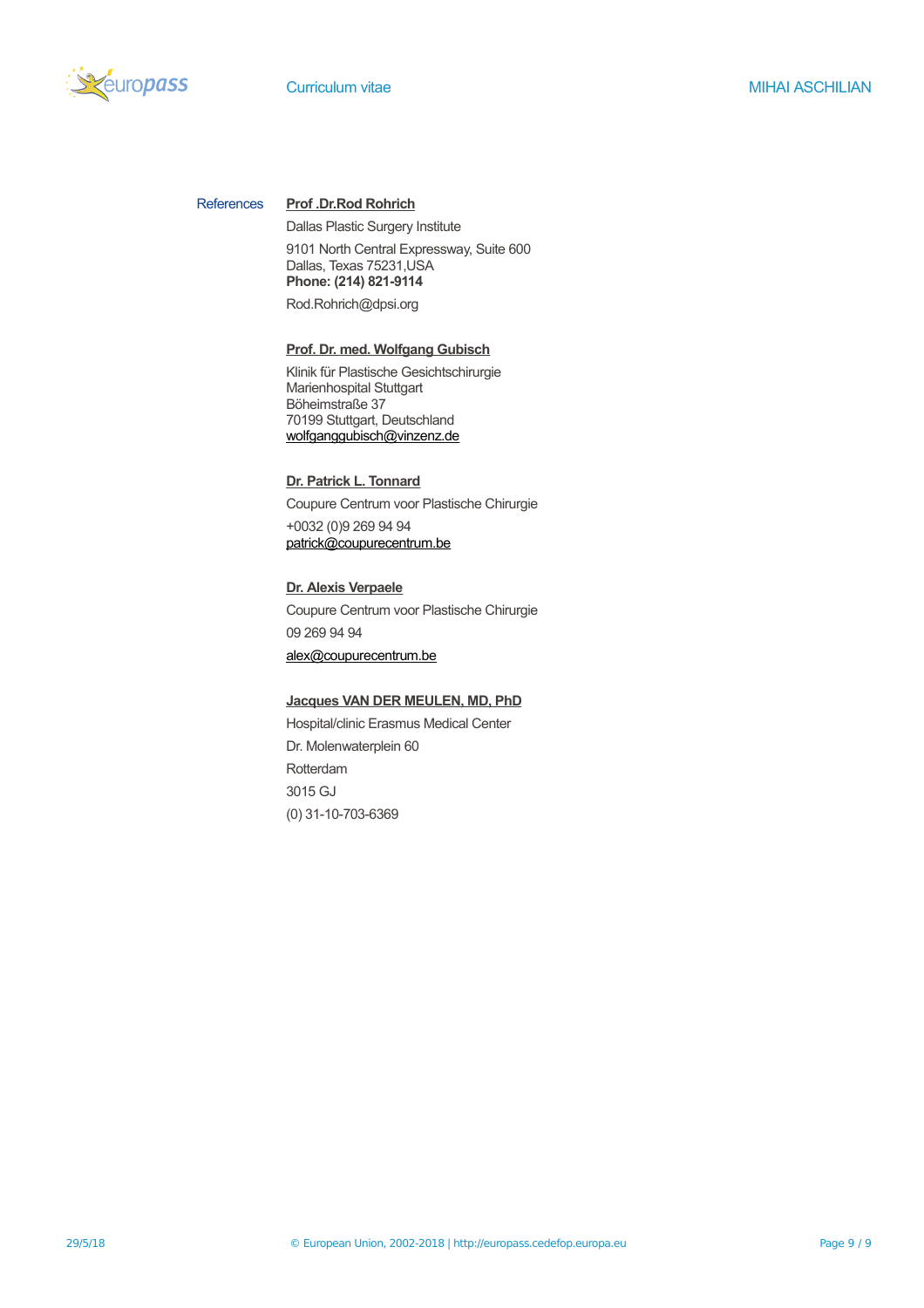## References

**Prof .Dr.Rod Rohrich**

Dallas Plastic Surgery Institute

9101 North Central Expressway, Suite 600
Dallas, Texas 75231,USA
**Phone: (214) 821-9114**

Rod.Rohrich@dpsi.org

**Prof. Dr. med. Wolfgang Gubisch**

Klinik für Plastische Gesichtschirurgie
Marienhospital Stuttgart
Böheimstraße 37
70199 Stuttgart, Deutschland
wolfganggubisch@vinzenz.de

**Dr. Patrick L. Tonnard**

Coupure Centrum voor Plastische Chirurgie

+0032 (0)9 269 94 94
patrick@coupurecentrum.be

**Dr. Alexis Verpaele**

Coupure Centrum voor Plastische Chirurgie

09 269 94 94

alex@coupurecentrum.be

**Jacques VAN DER MEULEN, MD, PhD**

Hospital/clinic Erasmus Medical Center

Dr. Molenwaterplein 60

Rotterdam

3015 GJ

(0) 31-10-703-6369